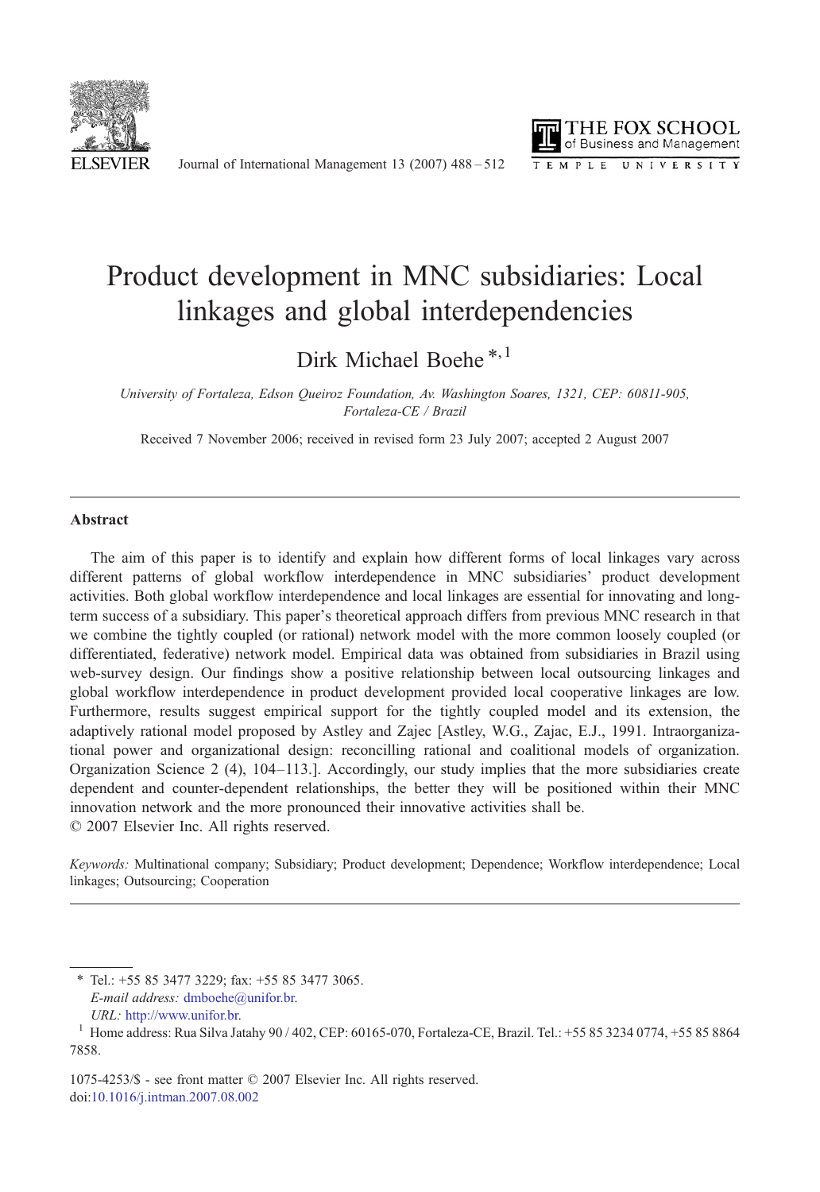# Product development in MNC subsidiaries: Local linkages and global interdependencies

Dirk Michael Boehe [*,1]

*University of Fortaleza, Edson Queiroz Foundation, Av. Washington Soares, 1321, CEP: 60811-905, Fortaleza-CE / Brazil*

Received 7 November 2006; received in revised form 23 July 2007; accepted 2 August 2007

---

## Abstract

The aim of this paper is to identify and explain how different forms of local linkages vary across different patterns of global workflow interdependence in MNC subsidiaries' product development activities. Both global workflow interdependence and local linkages are essential for innovating and long-term success of a subsidiary. This paper's theoretical approach differs from previous MNC research in that we combine the tightly coupled (or rational) network model with the more common loosely coupled (or differentiated, federative) network model. Empirical data was obtained from subsidiaries in Brazil using web-survey design. Our findings show a positive relationship between local outsourcing linkages and global workflow interdependence in product development provided local cooperative linkages are low. Furthermore, results suggest empirical support for the tightly coupled model and its extension, the adaptively rational model proposed by Astley and Zajec [Astley, W.G., Zajac, E.J., 1991. Intraorganizational power and organizational design: reconcilling rational and coalitional models of organization. Organization Science 2 (4), 104–113.]. Accordingly, our study implies that the more subsidiaries create dependent and counter-dependent relationships, the better they will be positioned within their MNC innovation network and the more pronounced their innovative activities shall be.

© 2007 Elsevier Inc. All rights reserved.

*Keywords:* Multinational company; Subsidiary; Product development; Dependence; Workflow interdependence; Local linkages; Outsourcing; Cooperation

---

\* Tel.: +55 85 3477 3229; fax: +55 85 3477 3065.
*E-mail address:* dmboehe@unifor.br.
*URL:* http://www.unifor.br.

[1] Home address: Rua Silva Jatahy 90 / 402, CEP: 60165-070, Fortaleza-CE, Brazil. Tel.: +55 85 3234 0774, +55 85 8864 7858.

1075-4253/$ - see front matter © 2007 Elsevier Inc. All rights reserved.
doi:10.1016/j.intman.2007.08.002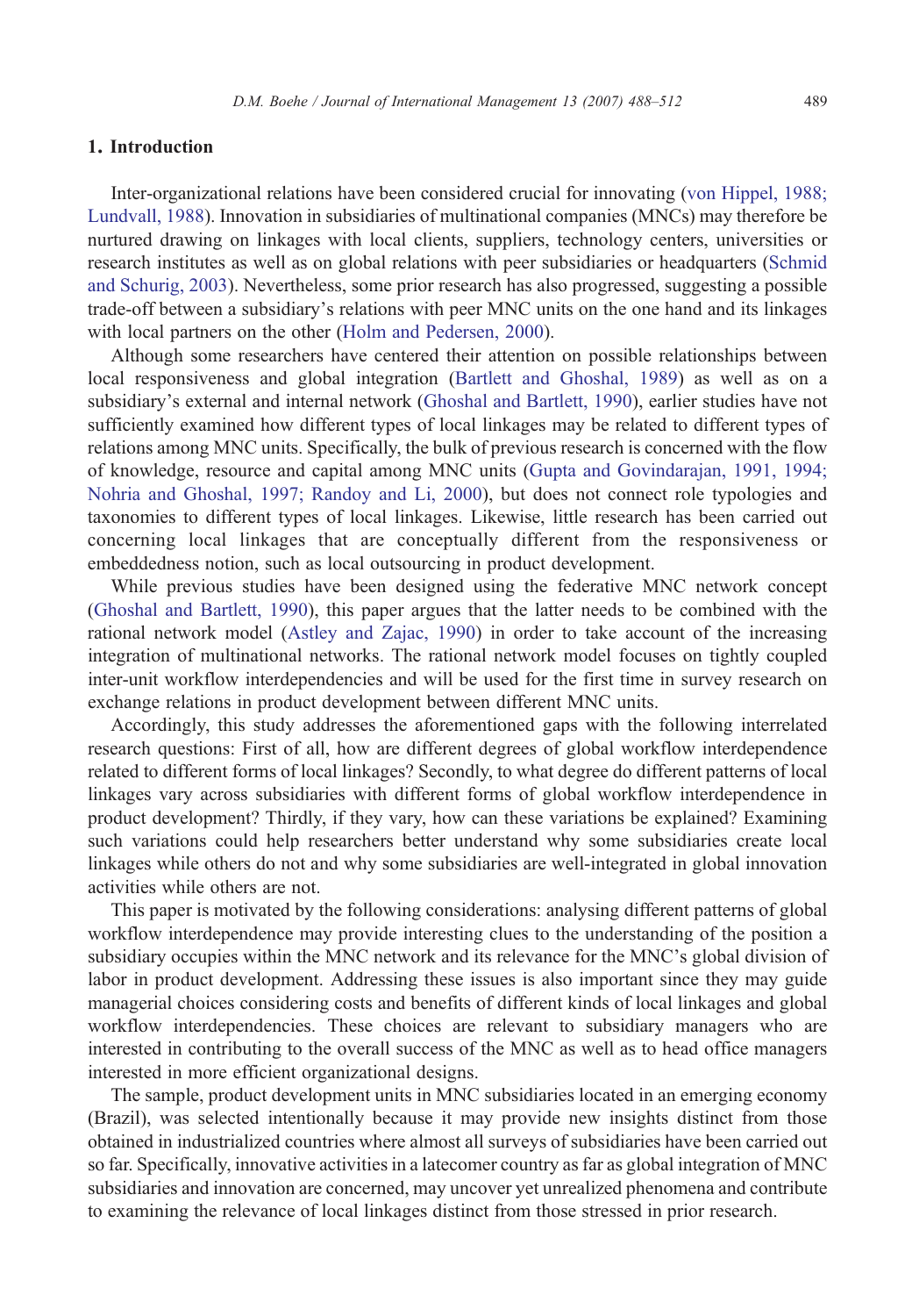## 1. Introduction

Inter-organizational relations have been considered crucial for innovating (von Hippel, 1988; Lundvall, 1988). Innovation in subsidiaries of multinational companies (MNCs) may therefore be nurtured drawing on linkages with local clients, suppliers, technology centers, universities or research institutes as well as on global relations with peer subsidiaries or headquarters (Schmid and Schurig, 2003). Nevertheless, some prior research has also progressed, suggesting a possible trade-off between a subsidiary's relations with peer MNC units on the one hand and its linkages with local partners on the other (Holm and Pedersen, 2000).

Although some researchers have centered their attention on possible relationships between local responsiveness and global integration (Bartlett and Ghoshal, 1989) as well as on a subsidiary's external and internal network (Ghoshal and Bartlett, 1990), earlier studies have not sufficiently examined how different types of local linkages may be related to different types of relations among MNC units. Specifically, the bulk of previous research is concerned with the flow of knowledge, resource and capital among MNC units (Gupta and Govindarajan, 1991, 1994; Nohria and Ghoshal, 1997; Randoy and Li, 2000), but does not connect role typologies and taxonomies to different types of local linkages. Likewise, little research has been carried out concerning local linkages that are conceptually different from the responsiveness or embeddedness notion, such as local outsourcing in product development.

While previous studies have been designed using the federative MNC network concept (Ghoshal and Bartlett, 1990), this paper argues that the latter needs to be combined with the rational network model (Astley and Zajac, 1990) in order to take account of the increasing integration of multinational networks. The rational network model focuses on tightly coupled inter-unit workflow interdependencies and will be used for the first time in survey research on exchange relations in product development between different MNC units.

Accordingly, this study addresses the aforementioned gaps with the following interrelated research questions: First of all, how are different degrees of global workflow interdependence related to different forms of local linkages? Secondly, to what degree do different patterns of local linkages vary across subsidiaries with different forms of global workflow interdependence in product development? Thirdly, if they vary, how can these variations be explained? Examining such variations could help researchers better understand why some subsidiaries create local linkages while others do not and why some subsidiaries are well-integrated in global innovation activities while others are not.

This paper is motivated by the following considerations: analysing different patterns of global workflow interdependence may provide interesting clues to the understanding of the position a subsidiary occupies within the MNC network and its relevance for the MNC's global division of labor in product development. Addressing these issues is also important since they may guide managerial choices considering costs and benefits of different kinds of local linkages and global workflow interdependencies. These choices are relevant to subsidiary managers who are interested in contributing to the overall success of the MNC as well as to head office managers interested in more efficient organizational designs.

The sample, product development units in MNC subsidiaries located in an emerging economy (Brazil), was selected intentionally because it may provide new insights distinct from those obtained in industrialized countries where almost all surveys of subsidiaries have been carried out so far. Specifically, innovative activities in a latecomer country as far as global integration of MNC subsidiaries and innovation are concerned, may uncover yet unrealized phenomena and contribute to examining the relevance of local linkages distinct from those stressed in prior research.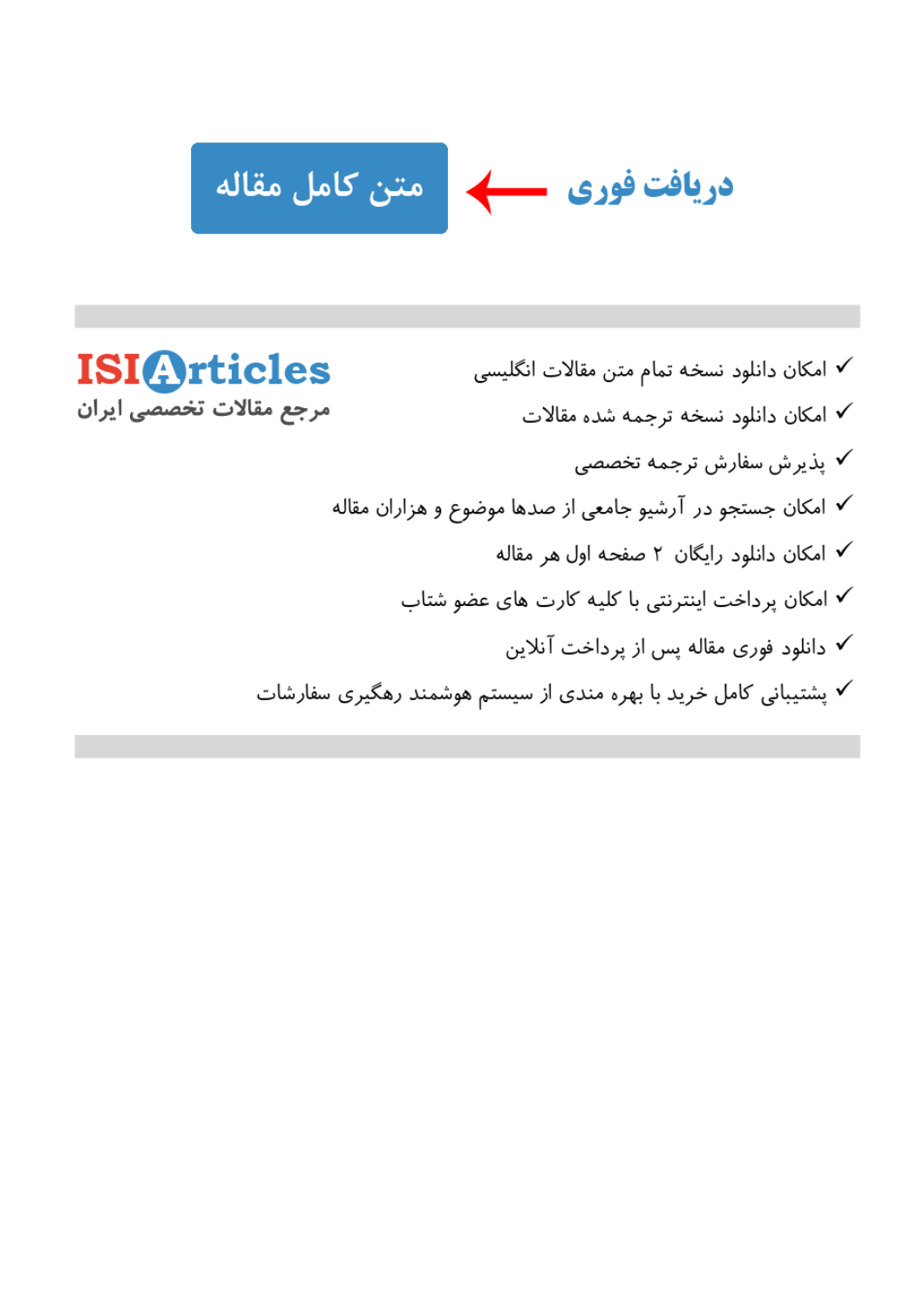**دریافت فوری** ← **متن کامل مقاله**

---

**ISIArticles**
مرجع مقالات تخصصی ایران

- ✓ امکان دانلود نسخه تمام متن مقالات انگلیسی
- ✓ امکان دانلود نسخه ترجمه شده مقالات
- ✓ پذیرش سفارش ترجمه تخصصی
- ✓ امکان جستجو در آرشیو جامعی از صدها موضوع و هزاران مقاله
- ✓ امکان دانلود رایگان ۲ صفحه اول هر مقاله
- ✓ امکان پرداخت اینترنتی با کلیه کارت های عضو شتاب
- ✓ دانلود فوری مقاله پس از پرداخت آنلاین
- ✓ پشتیبانی کامل خرید با بهره مندی از سیستم هوشمند رهگیری سفارشات

---